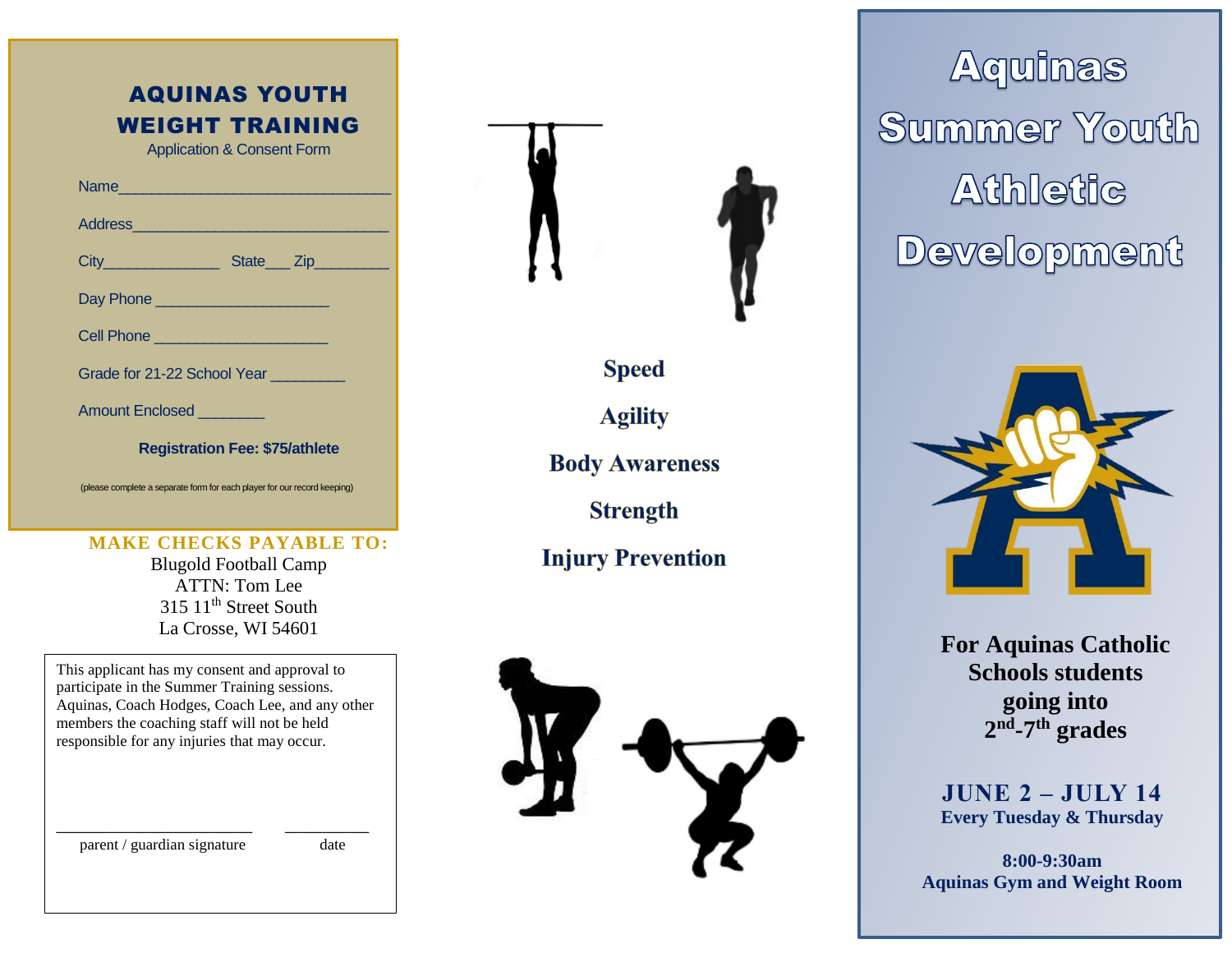# AQUINAS YOUTH WEIGHT TRAINING

Application & Consent Form

Name________________________________

Address______________________________

City_____________ State___ Zip_________

Day Phone ____________________

Cell Phone ____________________

Grade for 21-22 School Year ________

Amount Enclosed _______

**Registration Fee: $75/athlete**

(please complete a separate form for each player for our record keeping)

**MAKE CHECKS PAYABLE TO:**

Blugold Football Camp
ATTN: Tom Lee
315 11th Street South
La Crosse, WI 54601

This applicant has my consent and approval to participate in the Summer Training sessions. Aquinas, Coach Hodges, Coach Lee, and any other members the coaching staff will not be held responsible for any injuries that may occur.

______________________ __________

parent / guardian signature date

**Speed**

**Agility**

**Body Awareness**

**Strength**

**Injury Prevention**

# Aquinas Summer Youth Athletic Development

**For Aquinas Catholic Schools students going into 2nd-7th grades**

**JUNE 2 – JULY 14**
**Every Tuesday & Thursday**

**8:00-9:30am**
**Aquinas Gym and Weight Room**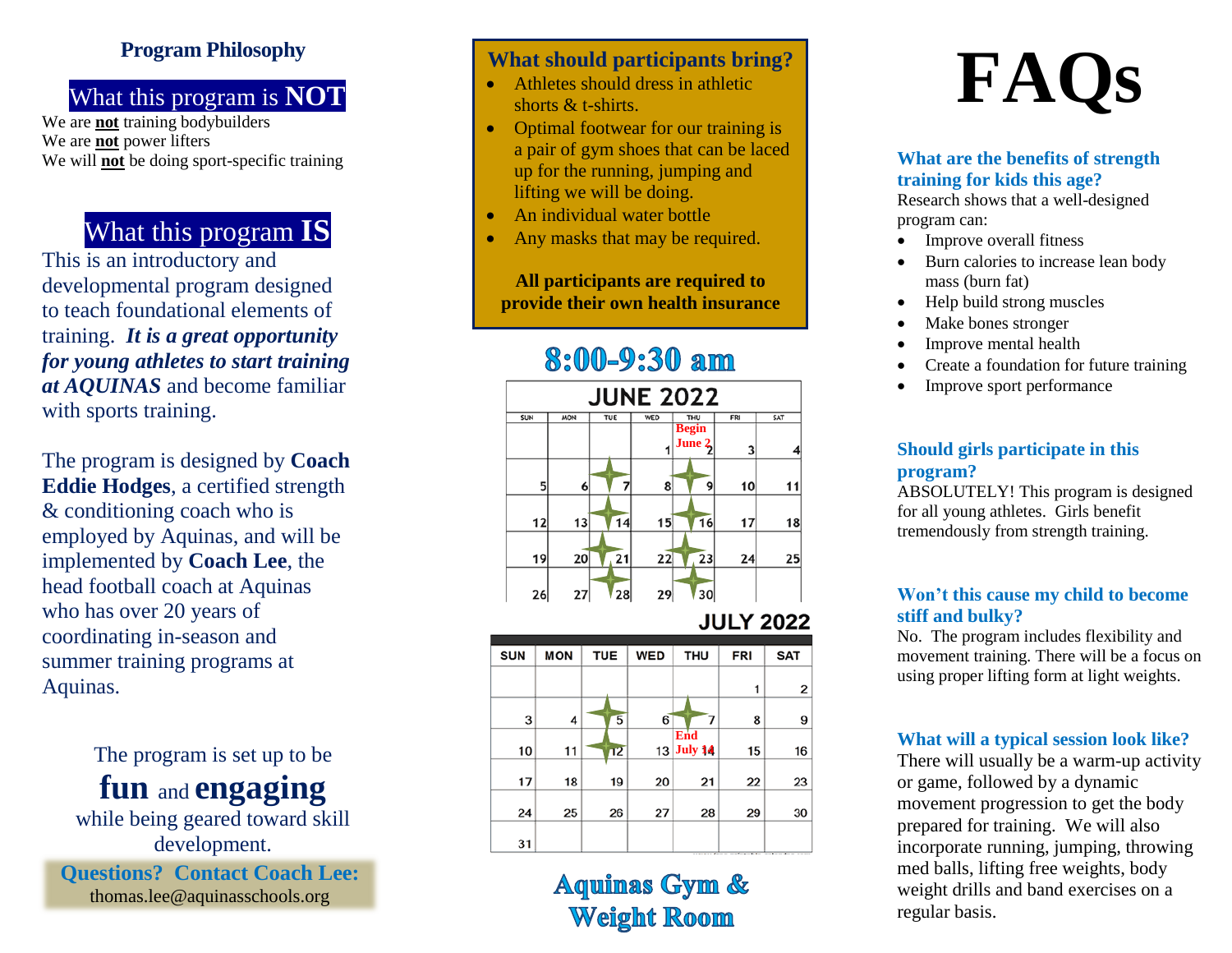## Program Philosophy

### What this program is **NOT**

We are **not** training bodybuilders
We are **not** power lifters
We will **not** be doing sport-specific training

### What this program **IS**

This is an introductory and developmental program designed to teach foundational elements of training. ***It is a great opportunity for young athletes to start training at AQUINAS*** and become familiar with sports training.

The program is designed by **Coach Eddie Hodges**, a certified strength & conditioning coach who is employed by Aquinas, and will be implemented by **Coach Lee**, the head football coach at Aquinas who has over 20 years of coordinating in-season and summer training programs at Aquinas.

The program is set up to be **fun** and **engaging** while being geared toward skill development.

**Questions? Contact Coach Lee:**
thomas.lee@aquinasschools.org

### What should participants bring?

- Athletes should dress in athletic shorts & t-shirts.
- Optimal footwear for our training is a pair of gym shoes that can be laced up for the running, jumping and lifting we will be doing.
- An individual water bottle
- Any masks that may be required.

**All participants are required to provide their own health insurance**

## 8:00-9:30 am

**JUNE 2022**

| SUN | MON | TUE | WED | THU | FRI | SAT |
|---|---|---|---|---|---|---|
| | | | 1 | Begin June 2 / 2 | 3 | 4 |
| 5 | 6 | 7 ✦ | 8 | 9 ✦ | 10 | 11 |
| 12 | 13 | 14 ✦ | 15 | 16 ✦ | 17 | 18 |
| 19 | 20 | 21 ✦ | 22 | 23 ✦ | 24 | 25 |
| 26 | 27 | 28 ✦ | 29 | 30 ✦ | | |

**JULY 2022**

| SUN | MON | TUE | WED | THU | FRI | SAT |
|---|---|---|---|---|---|---|
| | | | | | 1 | 2 |
| 3 | 4 | 5 ✦ | 6 | 7 ✦ | 8 | 9 |
| 10 | 11 | 12 ✦ | 13 | End July 14 / 14 | 15 | 16 |
| 17 | 18 | 19 | 20 | 21 | 22 | 23 |
| 24 | 25 | 26 | 27 | 28 | 29 | 30 |
| 31 | | | | | | |

## Aquinas Gym & Weight Room

# FAQs

### What are the benefits of strength training for kids this age?

Research shows that a well-designed program can:

- Improve overall fitness
- Burn calories to increase lean body mass (burn fat)
- Help build strong muscles
- Make bones stronger
- Improve mental health
- Create a foundation for future training
- Improve sport performance

### Should girls participate in this program?

ABSOLUTELY! This program is designed for all young athletes. Girls benefit tremendously from strength training.

### Won't this cause my child to become stiff and bulky?

No. The program includes flexibility and movement training. There will be a focus on using proper lifting form at light weights.

### What will a typical session look like?

There will usually be a warm-up activity or game, followed by a dynamic movement progression to get the body prepared for training. We will also incorporate running, jumping, throwing med balls, lifting free weights, body weight drills and band exercises on a regular basis.